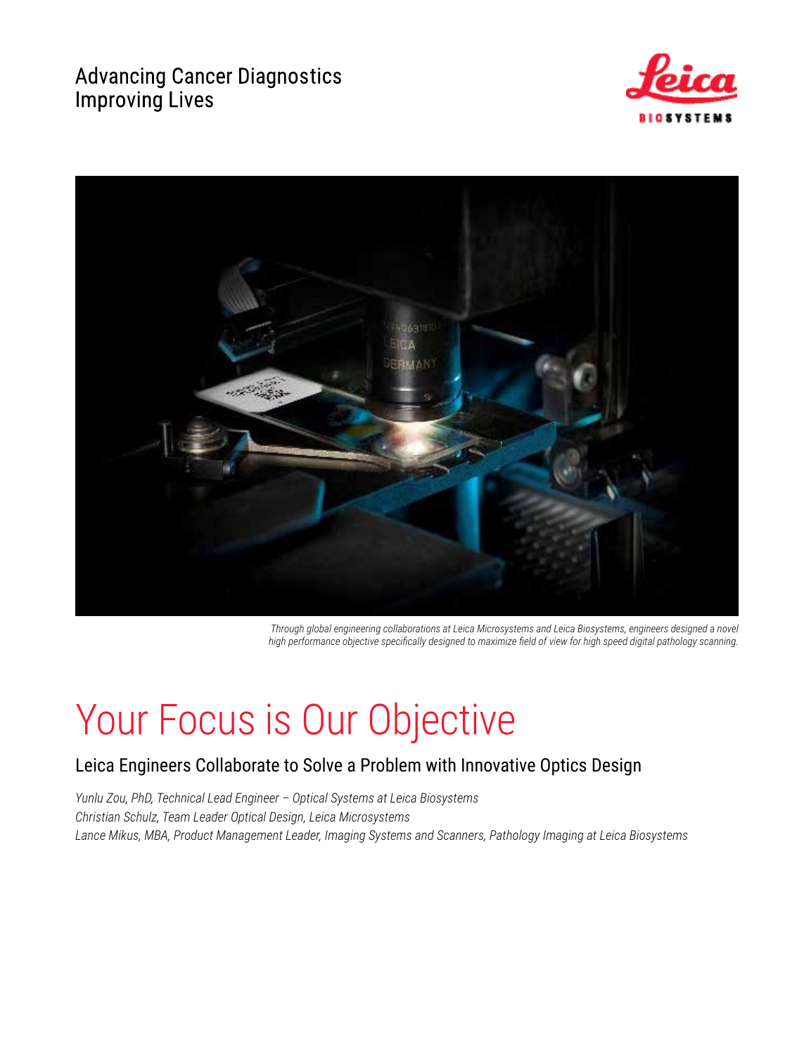Advancing Cancer Diagnostics
Improving Lives

*Through global engineering collaborations at Leica Microsystems and Leica Biosystems, engineers designed a novel high performance objective specifically designed to maximize field of view for high speed digital pathology scanning.*

# Your Focus is Our Objective

## Leica Engineers Collaborate to Solve a Problem with Innovative Optics Design

*Yunlu Zou, PhD, Technical Lead Engineer – Optical Systems at Leica Biosystems*
*Christian Schulz, Team Leader Optical Design, Leica Microsystems*
*Lance Mikus, MBA, Product Management Leader, Imaging Systems and Scanners, Pathology Imaging at Leica Biosystems*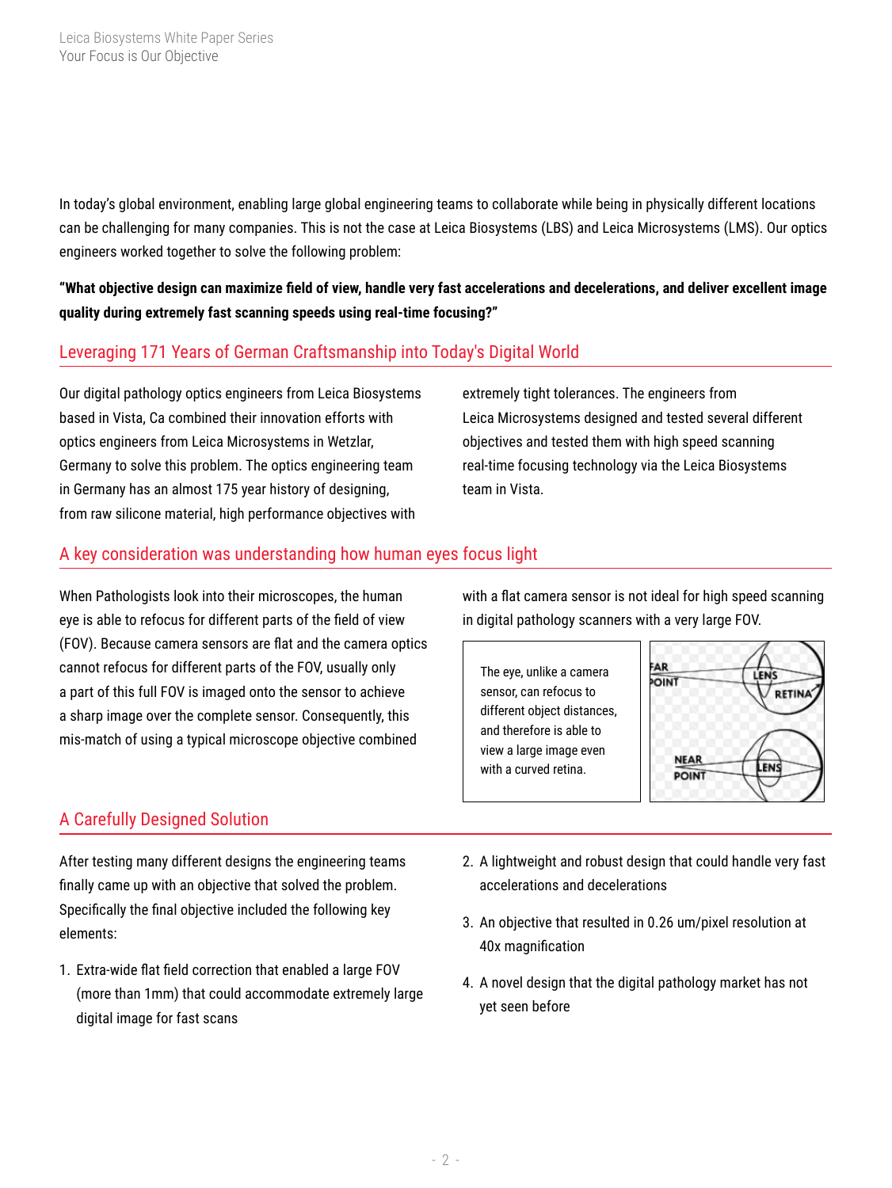In today's global environment, enabling large global engineering teams to collaborate while being in physically different locations can be challenging for many companies. This is not the case at Leica Biosystems (LBS) and Leica Microsystems (LMS). Our optics engineers worked together to solve the following problem:

**"What objective design can maximize field of view, handle very fast accelerations and decelerations, and deliver excellent image quality during extremely fast scanning speeds using real-time focusing?"**

## Leveraging 171 Years of German Craftsmanship into Today's Digital World

Our digital pathology optics engineers from Leica Biosystems based in Vista, Ca combined their innovation efforts with optics engineers from Leica Microsystems in Wetzlar, Germany to solve this problem. The optics engineering team in Germany has an almost 175 year history of designing, from raw silicone material, high performance objectives with extremely tight tolerances. The engineers from Leica Microsystems designed and tested several different objectives and tested them with high speed scanning real-time focusing technology via the Leica Biosystems team in Vista.

## A key consideration was understanding how human eyes focus light

When Pathologists look into their microscopes, the human eye is able to refocus for different parts of the field of view (FOV). Because camera sensors are flat and the camera optics cannot refocus for different parts of the FOV, usually only a part of this full FOV is imaged onto the sensor to achieve a sharp image over the complete sensor. Consequently, this mis-match of using a typical microscope objective combined with a flat camera sensor is not ideal for high speed scanning in digital pathology scanners with a very large FOV.

The eye, unlike a camera sensor, can refocus to different object distances, and therefore is able to view a large image even with a curved retina.

FAR POINT | LENS | RETINA | NEAR POINT | LENS

## A Carefully Designed Solution

After testing many different designs the engineering teams finally came up with an objective that solved the problem. Specifically the final objective included the following key elements:

1. Extra-wide flat field correction that enabled a large FOV (more than 1mm) that could accommodate extremely large digital image for fast scans
2. A lightweight and robust design that could handle very fast accelerations and decelerations
3. An objective that resulted in 0.26 um/pixel resolution at 40x magnification
4. A novel design that the digital pathology market has not yet seen before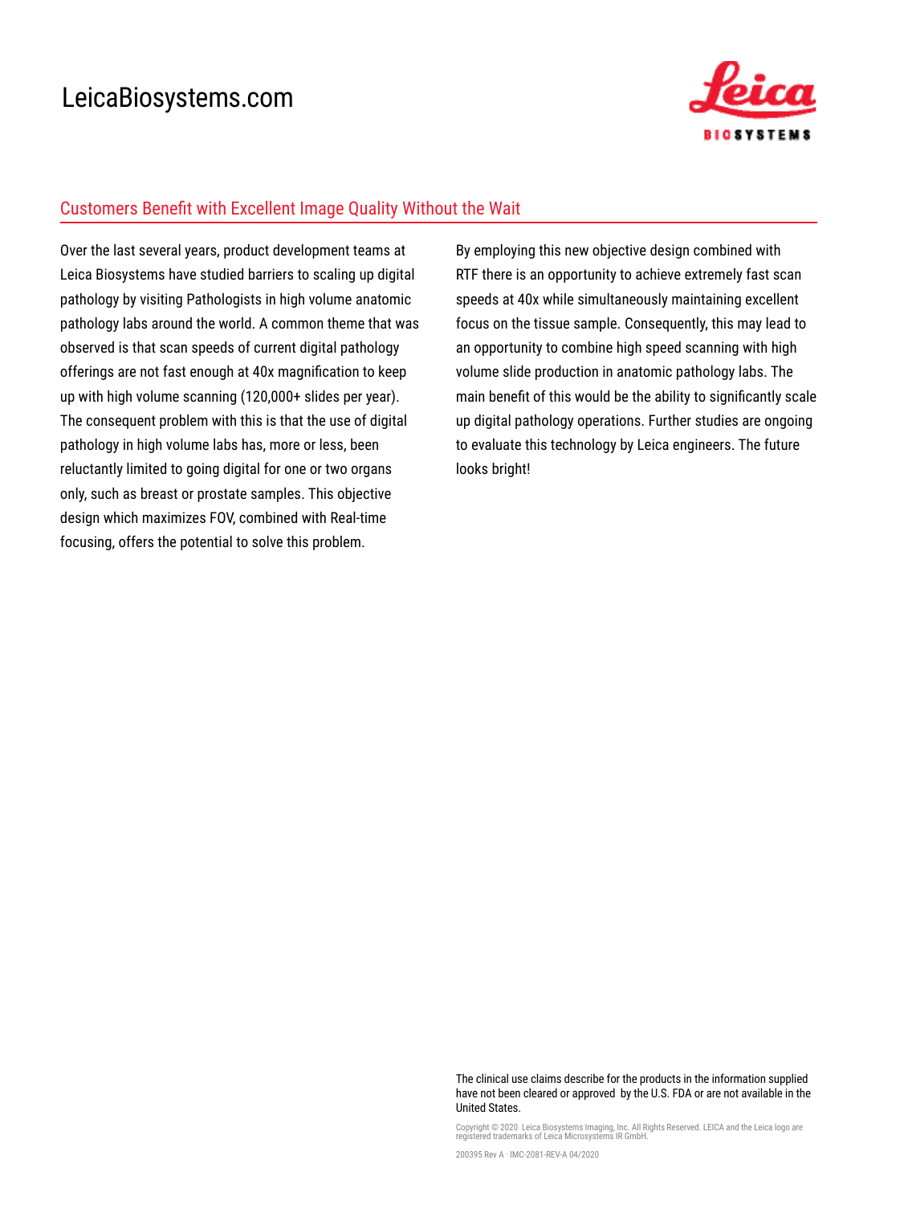## Customers Benefit with Excellent Image Quality Without the Wait

Over the last several years, product development teams at Leica Biosystems have studied barriers to scaling up digital pathology by visiting Pathologists in high volume anatomic pathology labs around the world. A common theme that was observed is that scan speeds of current digital pathology offerings are not fast enough at 40x magnification to keep up with high volume scanning (120,000+ slides per year). The consequent problem with this is that the use of digital pathology in high volume labs has, more or less, been reluctantly limited to going digital for one or two organs only, such as breast or prostate samples. This objective design which maximizes FOV, combined with Real-time focusing, offers the potential to solve this problem.

By employing this new objective design combined with RTF there is an opportunity to achieve extremely fast scan speeds at 40x while simultaneously maintaining excellent focus on the tissue sample. Consequently, this may lead to an opportunity to combine high speed scanning with high volume slide production in anatomic pathology labs. The main benefit of this would be the ability to significantly scale up digital pathology operations. Further studies are ongoing to evaluate this technology by Leica engineers. The future looks bright!

The clinical use claims describe for the products in the information supplied have not been cleared or approved by the U.S. FDA or are not available in the United States.

Copyright © 2020 Leica Biosystems Imaging, Inc. All Rights Reserved. LEICA and the Leica logo are registered trademarks of Leica Microsystems IR GmbH.

200395 Rev A · IMC-2081-REV-A 04/2020